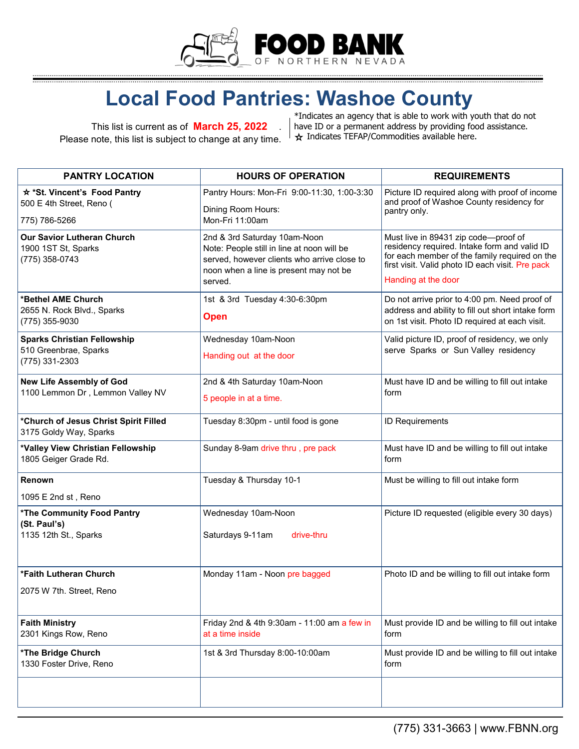FOOD BANK OF NORTHERN NEVADA

# Local Food Pantries: Washoe County

This list is current as of **March 25, 2022**.
Please note, this list is subject to change at any time.

*Indicates an agency that is able to work with youth that do not have ID or a permanent address by providing food assistance.
☆ Indicates TEFAP/Commodities available here.

| PANTRY LOCATION | HOURS OF OPERATION | REQUIREMENTS |
|---|---|---|
| **☆ *St. Vincent's Food Pantry**<br>500 E 4th Street, Reno (<br>775) 786-5266 | Pantry Hours: Mon-Fri 9:00-11:30, 1:00-3:30<br>Dining Room Hours:<br>Mon-Fri 11:00am | Picture ID required along with proof of income and proof of Washoe County residency for pantry only. |
| **Our Savior Lutheran Church**<br>1900 1ST St, Sparks<br>(775) 358-0743 | 2nd & 3rd Saturday 10am-Noon<br>Note: People still in line at noon will be served, however clients who arrive close to noon when a line is present may not be served. | Must live in 89431 zip code—proof of residency required. Intake form and valid ID for each member of the family required on the first visit. Valid photo ID each visit. Pre pack<br>Handing at the door |
| ***Bethel AME Church**<br>2655 N. Rock Blvd., Sparks<br>(775) 355-9030 | 1st & 3rd Tuesday 4:30-6:30pm<br>**Open** | Do not arrive prior to 4:00 pm. Need proof of address and ability to fill out short intake form on 1st visit. Photo ID required at each visit. |
| **Sparks Christian Fellowship**<br>510 Greenbrae, Sparks<br>(775) 331-2303 | Wednesday 10am-Noon<br>Handing out at the door | Valid picture ID, proof of residency, we only serve Sparks or Sun Valley residency |
| **New Life Assembly of God**<br>1100 Lemmon Dr , Lemmon Valley NV | 2nd & 4th Saturday 10am-Noon<br>5 people in at a time. | Must have ID and be willing to fill out intake form |
| ***Church of Jesus Christ Spirit Filled**<br>3175 Goldy Way, Sparks | Tuesday 8:30pm - until food is gone | ID Requirements |
| ***Valley View Christian Fellowship**<br>1805 Geiger Grade Rd. | Sunday 8-9am drive thru , pre pack | Must have ID and be willing to fill out intake form |
| **Renown**<br>1095 E 2nd st , Reno | Tuesday & Thursday 10-1 | Must be willing to fill out intake form |
| ***The Community Food Pantry (St. Paul's)**<br>1135 12th St., Sparks | Wednesday 10am-Noon<br>Saturdays 9-11am drive-thru | Picture ID requested (eligible every 30 days) |
| ***Faith Lutheran Church**<br>2075 W 7th. Street, Reno | Monday 11am - Noon pre bagged | Photo ID and be willing to fill out intake form |
| **Faith Ministry**<br>2301 Kings Row, Reno | Friday 2nd & 4th 9:30am - 11:00 am a few in at a time inside | Must provide ID and be willing to fill out intake form |
| ***The Bridge Church**<br>1330 Foster Drive, Reno | 1st & 3rd Thursday 8:00-10:00am | Must provide ID and be willing to fill out intake form |
| | | |

(775) 331-3663 | www.FBNN.org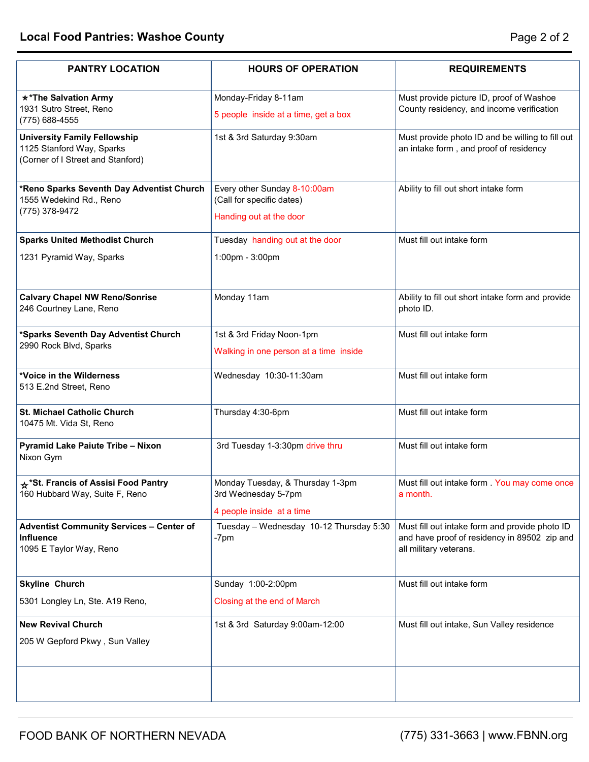## Local Food Pantries: Washoe County

| PANTRY LOCATION | HOURS OF OPERATION | REQUIREMENTS |
|---|---|---|
| ★***The Salvation Army**<br>1931 Sutro Street, Reno<br>(775) 688-4555 | Monday-Friday 8-11am<br>5 people inside at a time, get a box | Must provide picture ID, proof of Washoe County residency, and income verification |
| **University Family Fellowship**<br>1125 Stanford Way, Sparks<br>(Corner of I Street and Stanford) | 1st & 3rd Saturday 9:30am | Must provide photo ID and be willing to fill out an intake form , and proof of residency |
| ***Reno Sparks Seventh Day Adventist Church**<br>1555 Wedekind Rd., Reno<br>(775) 378-9472 | Every other Sunday 8-10:00am<br>(Call for specific dates)<br>Handing out at the door | Ability to fill out short intake form |
| **Sparks United Methodist Church**<br>1231 Pyramid Way, Sparks | Tuesday handing out at the door<br>1:00pm - 3:00pm | Must fill out intake form |
| **Calvary Chapel NW Reno/Sonrise**<br>246 Courtney Lane, Reno | Monday 11am | Ability to fill out short intake form and provide photo ID. |
| ***Sparks Seventh Day Adventist Church**<br>2990 Rock Blvd, Sparks | 1st & 3rd Friday Noon-1pm<br>Walking in one person at a time inside | Must fill out intake form |
| ***Voice in the Wilderness**<br>513 E.2nd Street, Reno | Wednesday 10:30-11:30am | Must fill out intake form |
| **St. Michael Catholic Church**<br>10475 Mt. Vida St, Reno | Thursday 4:30-6pm | Must fill out intake form |
| **Pyramid Lake Paiute Tribe – Nixon**<br>Nixon Gym | 3rd Tuesday 1-3:30pm drive thru | Must fill out intake form |
| ☆***St. Francis of Assisi Food Pantry**<br>160 Hubbard Way, Suite F, Reno | Monday Tuesday, & Thursday 1-3pm<br>3rd Wednesday 5-7pm<br>4 people inside at a time | Must fill out intake form . You may come once a month. |
| **Adventist Community Services – Center of Influence**<br>1095 E Taylor Way, Reno | Tuesday – Wednesday 10-12 Thursday 5:30 -7pm | Must fill out intake form and provide photo ID and have proof of residency in 89502 zip and all military veterans. |
| **Skyline Church**<br>5301 Longley Ln, Ste. A19 Reno, | Sunday 1:00-2:00pm<br>Closing at the end of March | Must fill out intake form |
| **New Revival Church**<br>205 W Gepford Pkwy , Sun Valley | 1st & 3rd Saturday 9:00am-12:00 | Must fill out intake, Sun Valley residence |
| | | |

FOOD BANK OF NORTHERN NEVADA (775) 331-3663 | www.FBNN.org